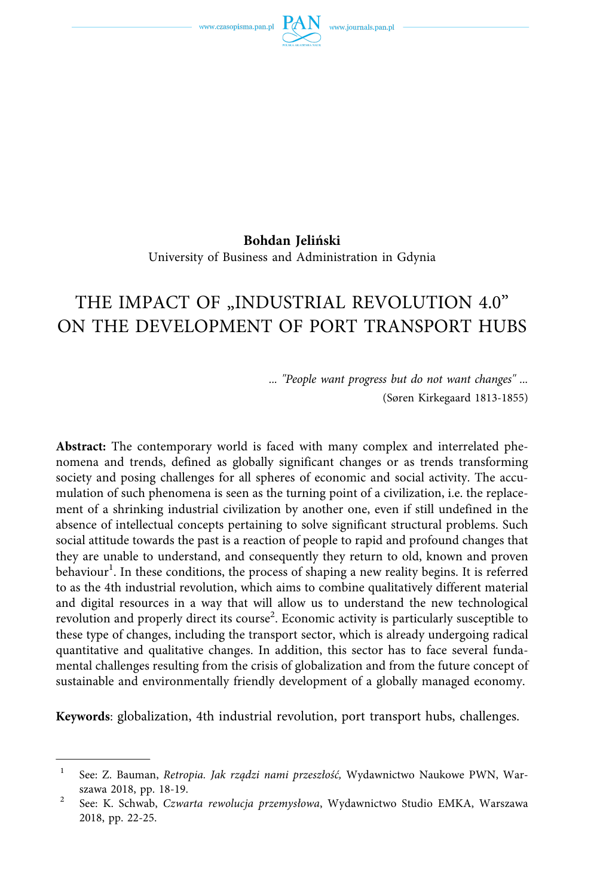**Bohdan Jeliński**
University of Business and Administration in Gdynia

# THE IMPACT OF „INDUSTRIAL REVOLUTION 4.0" ON THE DEVELOPMENT OF PORT TRANSPORT HUBS

*... "People want progress but do not want changes" ...*
(Søren Kirkegaard 1813-1855)

**Abstract:** The contemporary world is faced with many complex and interrelated phenomena and trends, defined as globally significant changes or as trends transforming society and posing challenges for all spheres of economic and social activity. The accumulation of such phenomena is seen as the turning point of a civilization, i.e. the replacement of a shrinking industrial civilization by another one, even if still undefined in the absence of intellectual concepts pertaining to solve significant structural problems. Such social attitude towards the past is a reaction of people to rapid and profound changes that they are unable to understand, and consequently they return to old, known and proven behaviour[1]. In these conditions, the process of shaping a new reality begins. It is referred to as the 4th industrial revolution, which aims to combine qualitatively different material and digital resources in a way that will allow us to understand the new technological revolution and properly direct its course[2]. Economic activity is particularly susceptible to these type of changes, including the transport sector, which is already undergoing radical quantitative and qualitative changes. In addition, this sector has to face several fundamental challenges resulting from the crisis of globalization and from the future concept of sustainable and environmentally friendly development of a globally managed economy.

**Keywords**: globalization, 4th industrial revolution, port transport hubs, challenges.

---

[1] See: Z. Bauman, *Retropia. Jak rządzi nami przeszłość,* Wydawnictwo Naukowe PWN, Warszawa 2018, pp. 18-19.

[2] See: K. Schwab, *Czwarta rewolucja przemysłowa*, Wydawnictwo Studio EMKA, Warszawa 2018, pp. 22-25.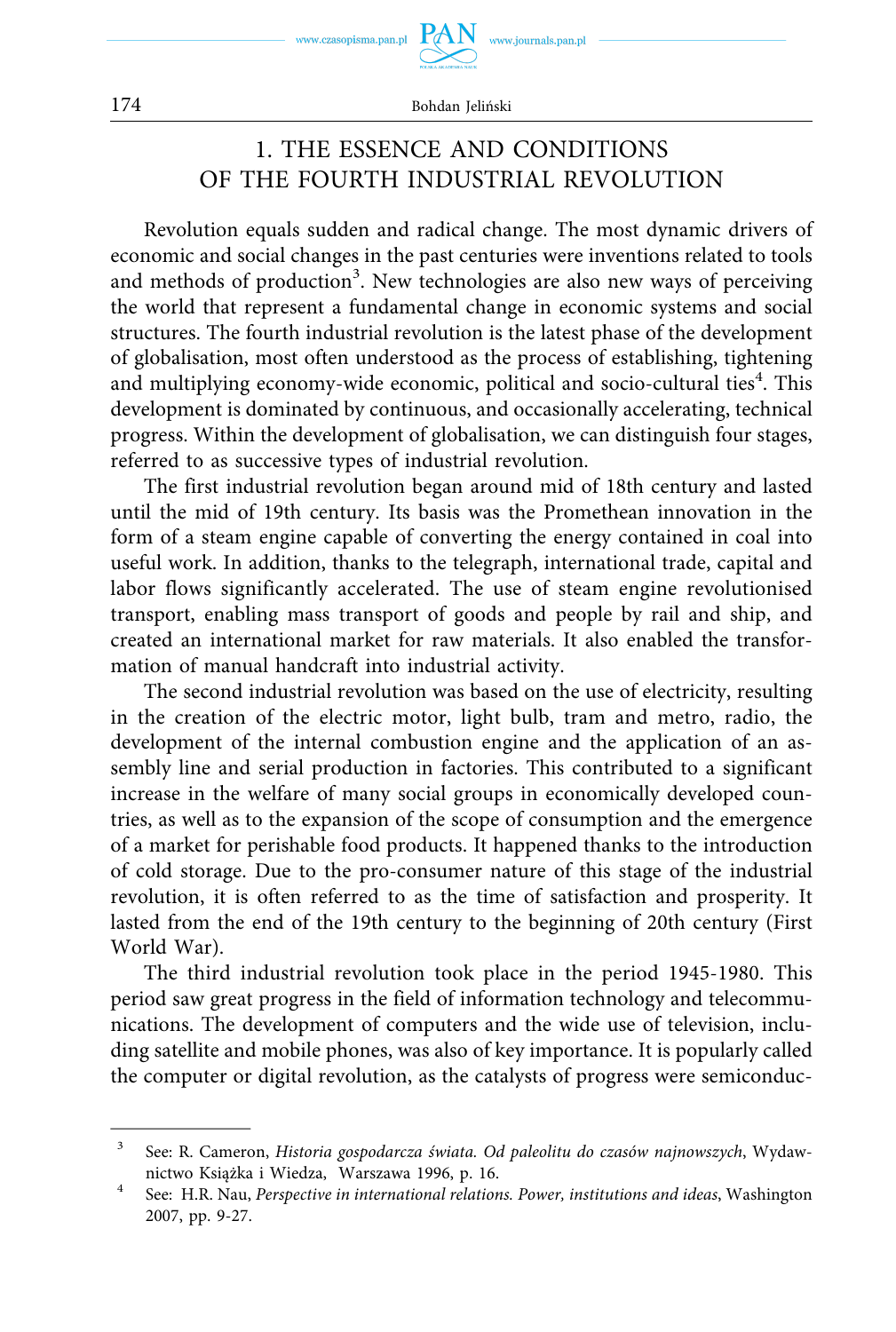## 1. THE ESSENCE AND CONDITIONS OF THE FOURTH INDUSTRIAL REVOLUTION

Revolution equals sudden and radical change. The most dynamic drivers of economic and social changes in the past centuries were inventions related to tools and methods of production[3]. New technologies are also new ways of perceiving the world that represent a fundamental change in economic systems and social structures. The fourth industrial revolution is the latest phase of the development of globalisation, most often understood as the process of establishing, tightening and multiplying economy-wide economic, political and socio-cultural ties[4]. This development is dominated by continuous, and occasionally accelerating, technical progress. Within the development of globalisation, we can distinguish four stages, referred to as successive types of industrial revolution.

The first industrial revolution began around mid of 18th century and lasted until the mid of 19th century. Its basis was the Promethean innovation in the form of a steam engine capable of converting the energy contained in coal into useful work. In addition, thanks to the telegraph, international trade, capital and labor flows significantly accelerated. The use of steam engine revolutionised transport, enabling mass transport of goods and people by rail and ship, and created an international market for raw materials. It also enabled the transformation of manual handcraft into industrial activity.

The second industrial revolution was based on the use of electricity, resulting in the creation of the electric motor, light bulb, tram and metro, radio, the development of the internal combustion engine and the application of an assembly line and serial production in factories. This contributed to a significant increase in the welfare of many social groups in economically developed countries, as well as to the expansion of the scope of consumption and the emergence of a market for perishable food products. It happened thanks to the introduction of cold storage. Due to the pro-consumer nature of this stage of the industrial revolution, it is often referred to as the time of satisfaction and prosperity. It lasted from the end of the 19th century to the beginning of 20th century (First World War).

The third industrial revolution took place in the period 1945-1980. This period saw great progress in the field of information technology and telecommunications. The development of computers and the wide use of television, including satellite and mobile phones, was also of key importance. It is popularly called the computer or digital revolution, as the catalysts of progress were semiconduc-

---

[3] See: R. Cameron, *Historia gospodarcza świata. Od paleolitu do czasów najnowszych*, Wydawnictwo Książka i Wiedza, Warszawa 1996, p. 16.

[4] See: H.R. Nau, *Perspective in international relations. Power, institutions and ideas*, Washington 2007, pp. 9-27.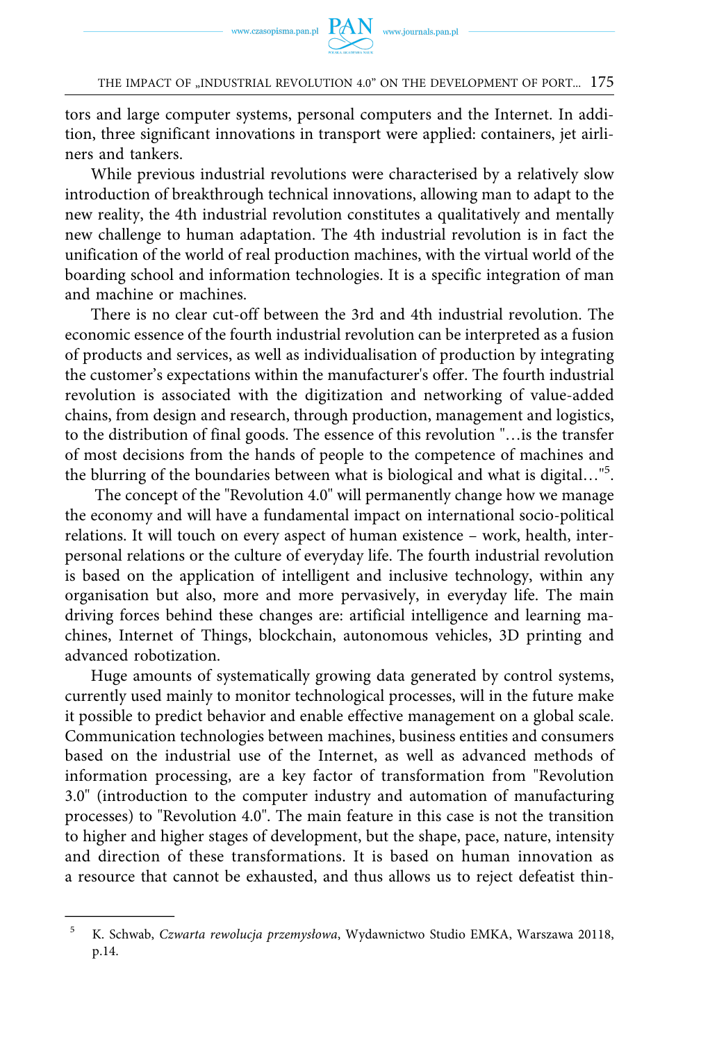tors and large computer systems, personal computers and the Internet. In addition, three significant innovations in transport were applied: containers, jet airliners and tankers.

While previous industrial revolutions were characterised by a relatively slow introduction of breakthrough technical innovations, allowing man to adapt to the new reality, the 4th industrial revolution constitutes a qualitatively and mentally new challenge to human adaptation. The 4th industrial revolution is in fact the unification of the world of real production machines, with the virtual world of the boarding school and information technologies. It is a specific integration of man and machine or machines.

There is no clear cut-off between the 3rd and 4th industrial revolution. The economic essence of the fourth industrial revolution can be interpreted as a fusion of products and services, as well as individualisation of production by integrating the customer's expectations within the manufacturer's offer. The fourth industrial revolution is associated with the digitization and networking of value-added chains, from design and research, through production, management and logistics, to the distribution of final goods. The essence of this revolution "…is the transfer of most decisions from the hands of people to the competence of machines and the blurring of the boundaries between what is biological and what is digital…"[5].

The concept of the "Revolution 4.0" will permanently change how we manage the economy and will have a fundamental impact on international socio-political relations. It will touch on every aspect of human existence – work, health, interpersonal relations or the culture of everyday life. The fourth industrial revolution is based on the application of intelligent and inclusive technology, within any organisation but also, more and more pervasively, in everyday life. The main driving forces behind these changes are: artificial intelligence and learning machines, Internet of Things, blockchain, autonomous vehicles, 3D printing and advanced robotization.

Huge amounts of systematically growing data generated by control systems, currently used mainly to monitor technological processes, will in the future make it possible to predict behavior and enable effective management on a global scale. Communication technologies between machines, business entities and consumers based on the industrial use of the Internet, as well as advanced methods of information processing, are a key factor of transformation from "Revolution 3.0" (introduction to the computer industry and automation of manufacturing processes) to "Revolution 4.0". The main feature in this case is not the transition to higher and higher stages of development, but the shape, pace, nature, intensity and direction of these transformations. It is based on human innovation as a resource that cannot be exhausted, and thus allows us to reject defeatist thin-

---

[5] K. Schwab, *Czwarta rewolucja przemysłowa*, Wydawnictwo Studio EMKA, Warszawa 20118, p.14.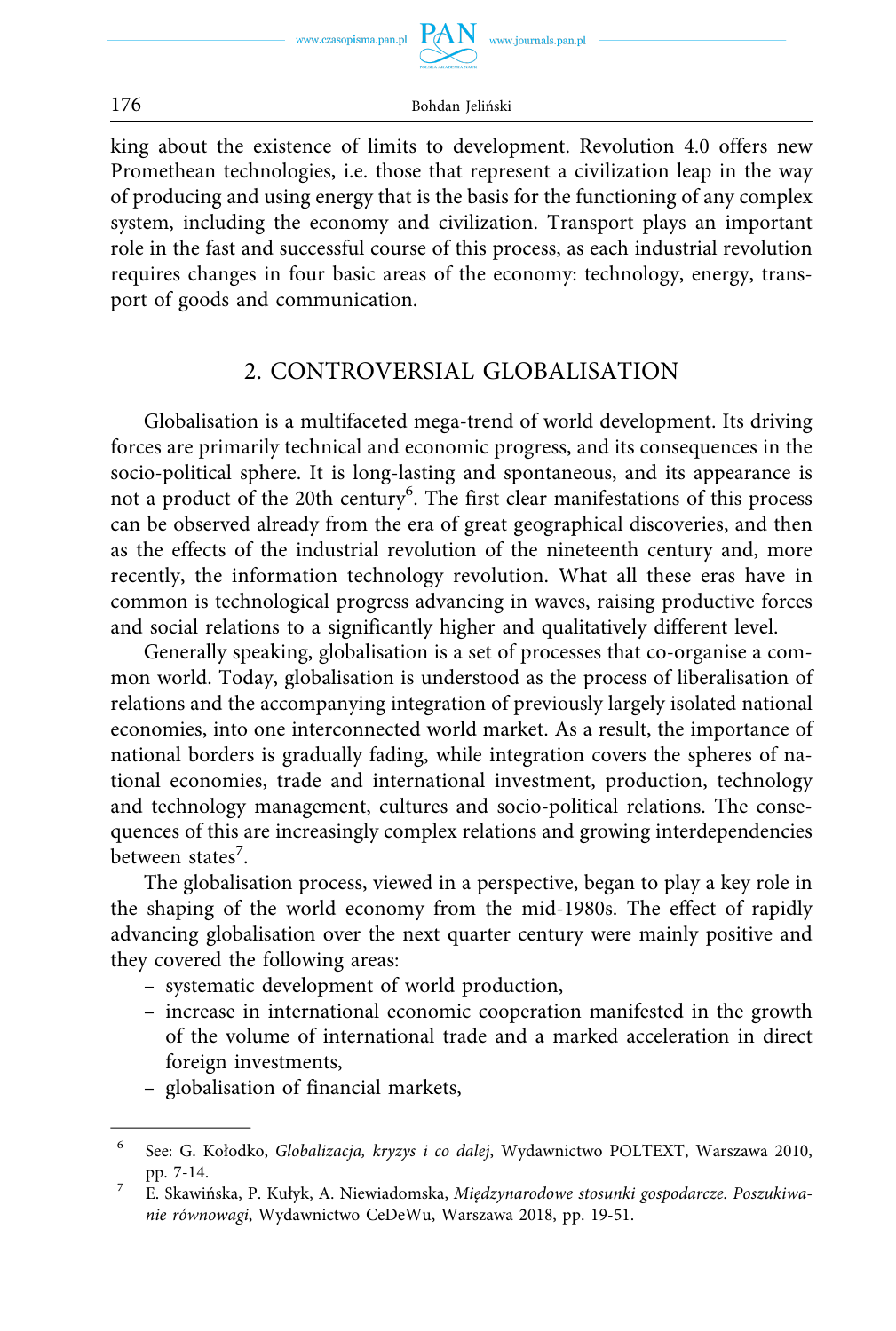king about the existence of limits to development. Revolution 4.0 offers new Promethean technologies, i.e. those that represent a civilization leap in the way of producing and using energy that is the basis for the functioning of any complex system, including the economy and civilization. Transport plays an important role in the fast and successful course of this process, as each industrial revolution requires changes in four basic areas of the economy: technology, energy, transport of goods and communication.

## 2. CONTROVERSIAL GLOBALISATION

Globalisation is a multifaceted mega-trend of world development. Its driving forces are primarily technical and economic progress, and its consequences in the socio-political sphere. It is long-lasting and spontaneous, and its appearance is not a product of the 20th century[6]. The first clear manifestations of this process can be observed already from the era of great geographical discoveries, and then as the effects of the industrial revolution of the nineteenth century and, more recently, the information technology revolution. What all these eras have in common is technological progress advancing in waves, raising productive forces and social relations to a significantly higher and qualitatively different level.

Generally speaking, globalisation is a set of processes that co-organise a common world. Today, globalisation is understood as the process of liberalisation of relations and the accompanying integration of previously largely isolated national economies, into one interconnected world market. As a result, the importance of national borders is gradually fading, while integration covers the spheres of national economies, trade and international investment, production, technology and technology management, cultures and socio-political relations. The consequences of this are increasingly complex relations and growing interdependencies between states[7].

The globalisation process, viewed in a perspective, began to play a key role in the shaping of the world economy from the mid-1980s. The effect of rapidly advancing globalisation over the next quarter century were mainly positive and they covered the following areas:

- systematic development of world production,
- increase in international economic cooperation manifested in the growth of the volume of international trade and a marked acceleration in direct foreign investments,
- globalisation of financial markets,

---

[6] See: G. Kołodko, *Globalizacja, kryzys i co dalej*, Wydawnictwo POLTEXT, Warszawa 2010, pp. 7-14.

[7] E. Skawińska, P. Kułyk, A. Niewiadomska, *Międzynarodowe stosunki gospodarcze. Poszukiwanie równowagi*, Wydawnictwo CeDeWu, Warszawa 2018, pp. 19-51.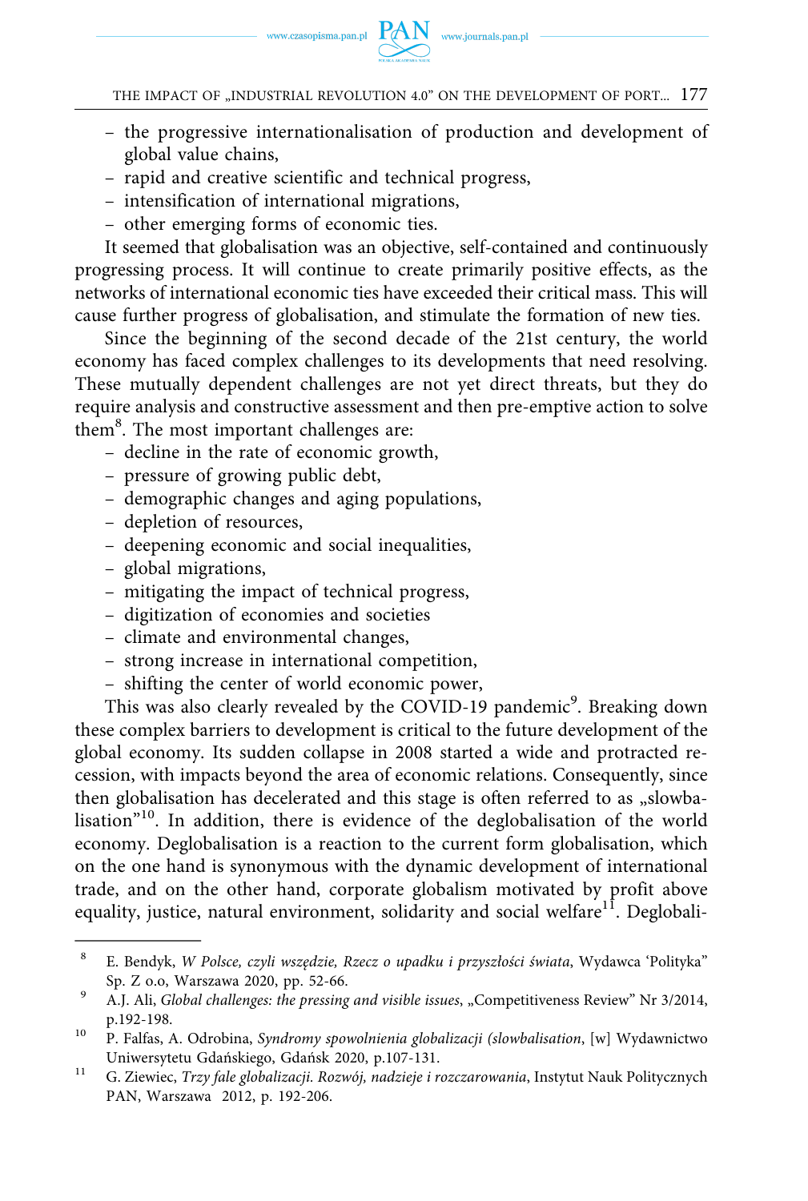– the progressive internationalisation of production and development of global value chains,
– rapid and creative scientific and technical progress,
– intensification of international migrations,
– other emerging forms of economic ties.

It seemed that globalisation was an objective, self-contained and continuously progressing process. It will continue to create primarily positive effects, as the networks of international economic ties have exceeded their critical mass. This will cause further progress of globalisation, and stimulate the formation of new ties.

Since the beginning of the second decade of the 21st century, the world economy has faced complex challenges to its developments that need resolving. These mutually dependent challenges are not yet direct threats, but they do require analysis and constructive assessment and then pre-emptive action to solve them[8]. The most important challenges are:

– decline in the rate of economic growth,
– pressure of growing public debt,
– demographic changes and aging populations,
– depletion of resources,
– deepening economic and social inequalities,
– global migrations,
– mitigating the impact of technical progress,
– digitization of economies and societies
– climate and environmental changes,
– strong increase in international competition,
– shifting the center of world economic power,

This was also clearly revealed by the COVID-19 pandemic[9]. Breaking down these complex barriers to development is critical to the future development of the global economy. Its sudden collapse in 2008 started a wide and protracted recession, with impacts beyond the area of economic relations. Consequently, since then globalisation has decelerated and this stage is often referred to as „slowbalisation"[10]. In addition, there is evidence of the deglobalisation of the world economy. Deglobalisation is a reaction to the current form globalisation, which on the one hand is synonymous with the dynamic development of international trade, and on the other hand, corporate globalism motivated by profit above equality, justice, natural environment, solidarity and social welfare[11]. Deglobali-

---

[8] E. Bendyk, *W Polsce, czyli wszędzie, Rzecz o upadku i przyszłości świata*, Wydawca 'Polityka" Sp. Z o.o, Warszawa 2020, pp. 52-66.

[9] A.J. Ali, *Global challenges: the pressing and visible issues*, „Competitiveness Review" Nr 3/2014, p.192-198.

[10] P. Falfas, A. Odrobina, *Syndromy spowolnienia globalizacji (slowbalisation*, [w] Wydawnictwo Uniwersytetu Gdańskiego, Gdańsk 2020, p.107-131.

[11] G. Ziewiec, *Trzy fale globalizacji. Rozwój, nadzieje i rozczarowania*, Instytut Nauk Politycznych PAN, Warszawa 2012, p. 192-206.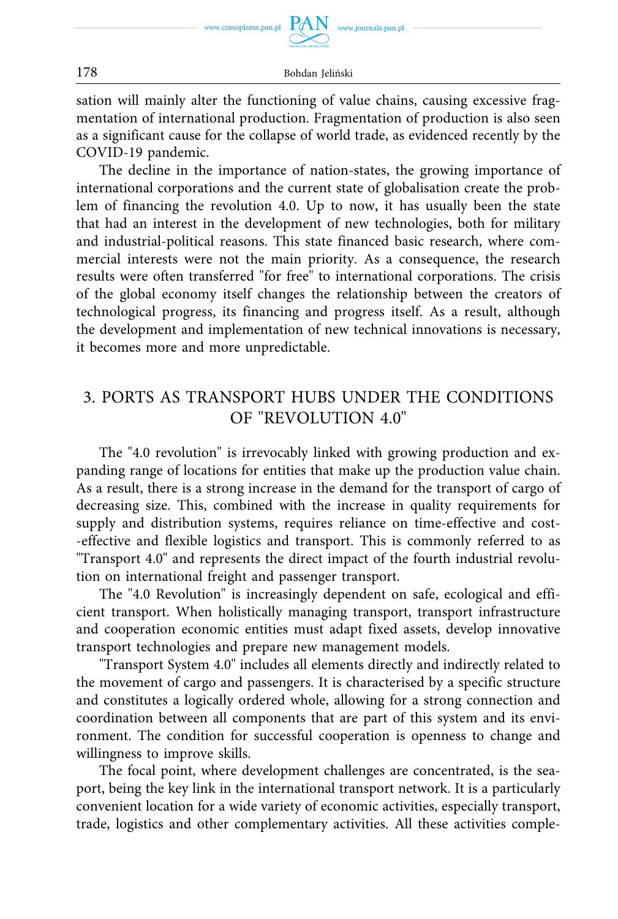sation will mainly alter the functioning of value chains, causing excessive fragmentation of international production. Fragmentation of production is also seen as a significant cause for the collapse of world trade, as evidenced recently by the COVID-19 pandemic.

The decline in the importance of nation-states, the growing importance of international corporations and the current state of globalisation create the problem of financing the revolution 4.0. Up to now, it has usually been the state that had an interest in the development of new technologies, both for military and industrial-political reasons. This state financed basic research, where commercial interests were not the main priority. As a consequence, the research results were often transferred "for free" to international corporations. The crisis of the global economy itself changes the relationship between the creators of technological progress, its financing and progress itself. As a result, although the development and implementation of new technical innovations is necessary, it becomes more and more unpredictable.

## 3. PORTS AS TRANSPORT HUBS UNDER THE CONDITIONS OF "REVOLUTION 4.0"

The "4.0 revolution" is irrevocably linked with growing production and expanding range of locations for entities that make up the production value chain. As a result, there is a strong increase in the demand for the transport of cargo of decreasing size. This, combined with the increase in quality requirements for supply and distribution systems, requires reliance on time-effective and cost-effective and flexible logistics and transport. This is commonly referred to as "Transport 4.0" and represents the direct impact of the fourth industrial revolution on international freight and passenger transport.

The "4.0 Revolution" is increasingly dependent on safe, ecological and efficient transport. When holistically managing transport, transport infrastructure and cooperation economic entities must adapt fixed assets, develop innovative transport technologies and prepare new management models.

"Transport System 4.0" includes all elements directly and indirectly related to the movement of cargo and passengers. It is characterised by a specific structure and constitutes a logically ordered whole, allowing for a strong connection and coordination between all components that are part of this system and its environment. The condition for successful cooperation is openness to change and willingness to improve skills.

The focal point, where development challenges are concentrated, is the seaport, being the key link in the international transport network. It is a particularly convenient location for a wide variety of economic activities, especially transport, trade, logistics and other complementary activities. All these activities comple-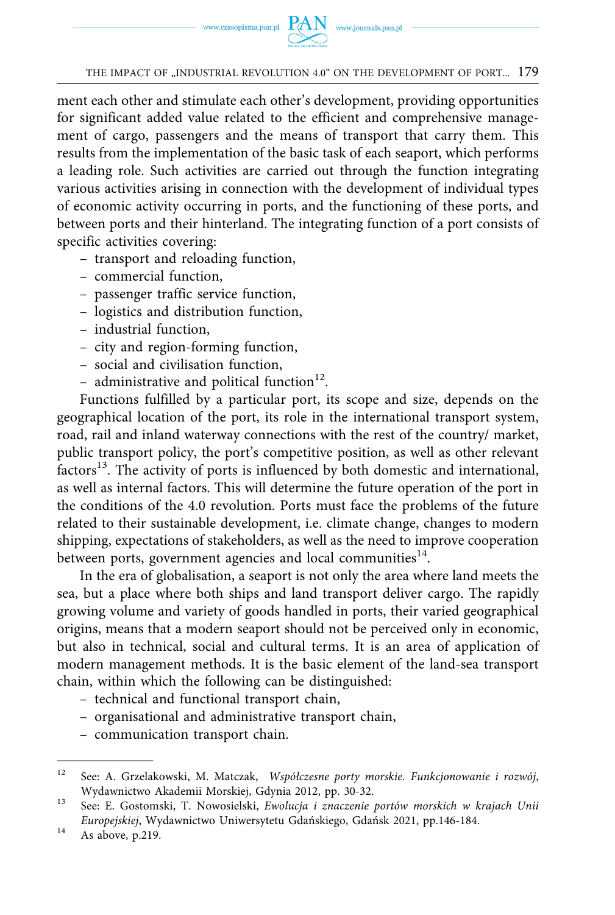ment each other and stimulate each other's development, providing opportunities for significant added value related to the efficient and comprehensive management of cargo, passengers and the means of transport that carry them. This results from the implementation of the basic task of each seaport, which performs a leading role. Such activities are carried out through the function integrating various activities arising in connection with the development of individual types of economic activity occurring in ports, and the functioning of these ports, and between ports and their hinterland. The integrating function of a port consists of specific activities covering:

- transport and reloading function,
- commercial function,
- passenger traffic service function,
- logistics and distribution function,
- industrial function,
- city and region-forming function,
- social and civilisation function,
- administrative and political function[12].

Functions fulfilled by a particular port, its scope and size, depends on the geographical location of the port, its role in the international transport system, road, rail and inland waterway connections with the rest of the country/ market, public transport policy, the port's competitive position, as well as other relevant factors[13]. The activity of ports is influenced by both domestic and international, as well as internal factors. This will determine the future operation of the port in the conditions of the 4.0 revolution. Ports must face the problems of the future related to their sustainable development, i.e. climate change, changes to modern shipping, expectations of stakeholders, as well as the need to improve cooperation between ports, government agencies and local communities[14].

In the era of globalisation, a seaport is not only the area where land meets the sea, but a place where both ships and land transport deliver cargo. The rapidly growing volume and variety of goods handled in ports, their varied geographical origins, means that a modern seaport should not be perceived only in economic, but also in technical, social and cultural terms. It is an area of application of modern management methods. It is the basic element of the land-sea transport chain, within which the following can be distinguished:

- technical and functional transport chain,
- organisational and administrative transport chain,
- communication transport chain.

---

[12] See: A. Grzelakowski, M. Matczak, *Współczesne porty morskie. Funkcjonowanie i rozwój*, Wydawnictwo Akademii Morskiej, Gdynia 2012, pp. 30-32.

[13] See: E. Gostomski, T. Nowosielski, *Ewolucja i znaczenie portów morskich w krajach Unii Europejskiej*, Wydawnictwo Uniwersytetu Gdańskiego, Gdańsk 2021, pp.146-184.

[14] As above, p.219.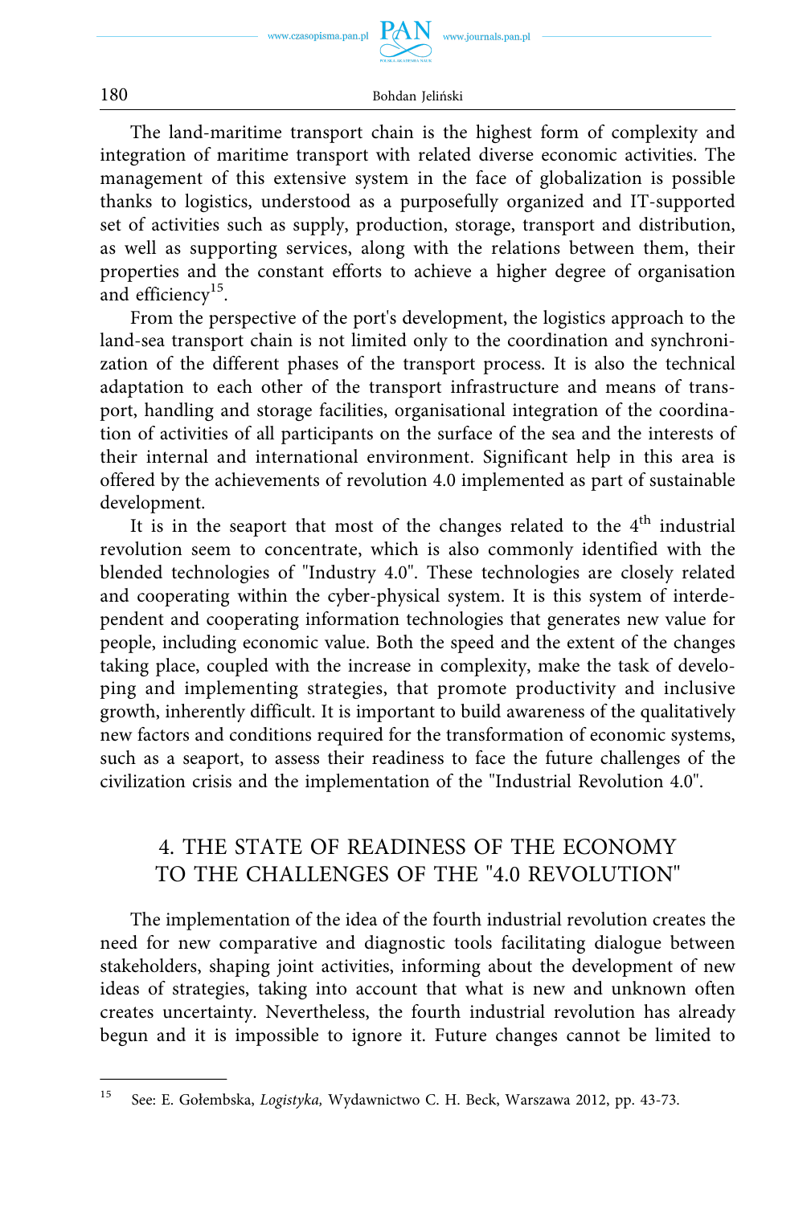The land-maritime transport chain is the highest form of complexity and integration of maritime transport with related diverse economic activities. The management of this extensive system in the face of globalization is possible thanks to logistics, understood as a purposefully organized and IT-supported set of activities such as supply, production, storage, transport and distribution, as well as supporting services, along with the relations between them, their properties and the constant efforts to achieve a higher degree of organisation and efficiency[15].

From the perspective of the port's development, the logistics approach to the land-sea transport chain is not limited only to the coordination and synchronization of the different phases of the transport process. It is also the technical adaptation to each other of the transport infrastructure and means of transport, handling and storage facilities, organisational integration of the coordination of activities of all participants on the surface of the sea and the interests of their internal and international environment. Significant help in this area is offered by the achievements of revolution 4.0 implemented as part of sustainable development.

It is in the seaport that most of the changes related to the 4th industrial revolution seem to concentrate, which is also commonly identified with the blended technologies of "Industry 4.0". These technologies are closely related and cooperating within the cyber-physical system. It is this system of interdependent and cooperating information technologies that generates new value for people, including economic value. Both the speed and the extent of the changes taking place, coupled with the increase in complexity, make the task of developing and implementing strategies, that promote productivity and inclusive growth, inherently difficult. It is important to build awareness of the qualitatively new factors and conditions required for the transformation of economic systems, such as a seaport, to assess their readiness to face the future challenges of the civilization crisis and the implementation of the "Industrial Revolution 4.0".

## 4. THE STATE OF READINESS OF THE ECONOMY TO THE CHALLENGES OF THE "4.0 REVOLUTION"

The implementation of the idea of the fourth industrial revolution creates the need for new comparative and diagnostic tools facilitating dialogue between stakeholders, shaping joint activities, informing about the development of new ideas of strategies, taking into account that what is new and unknown often creates uncertainty. Nevertheless, the fourth industrial revolution has already begun and it is impossible to ignore it. Future changes cannot be limited to

---

[15] See: E. Gołembska, *Logistyka,* Wydawnictwo C. H. Beck, Warszawa 2012, pp. 43-73.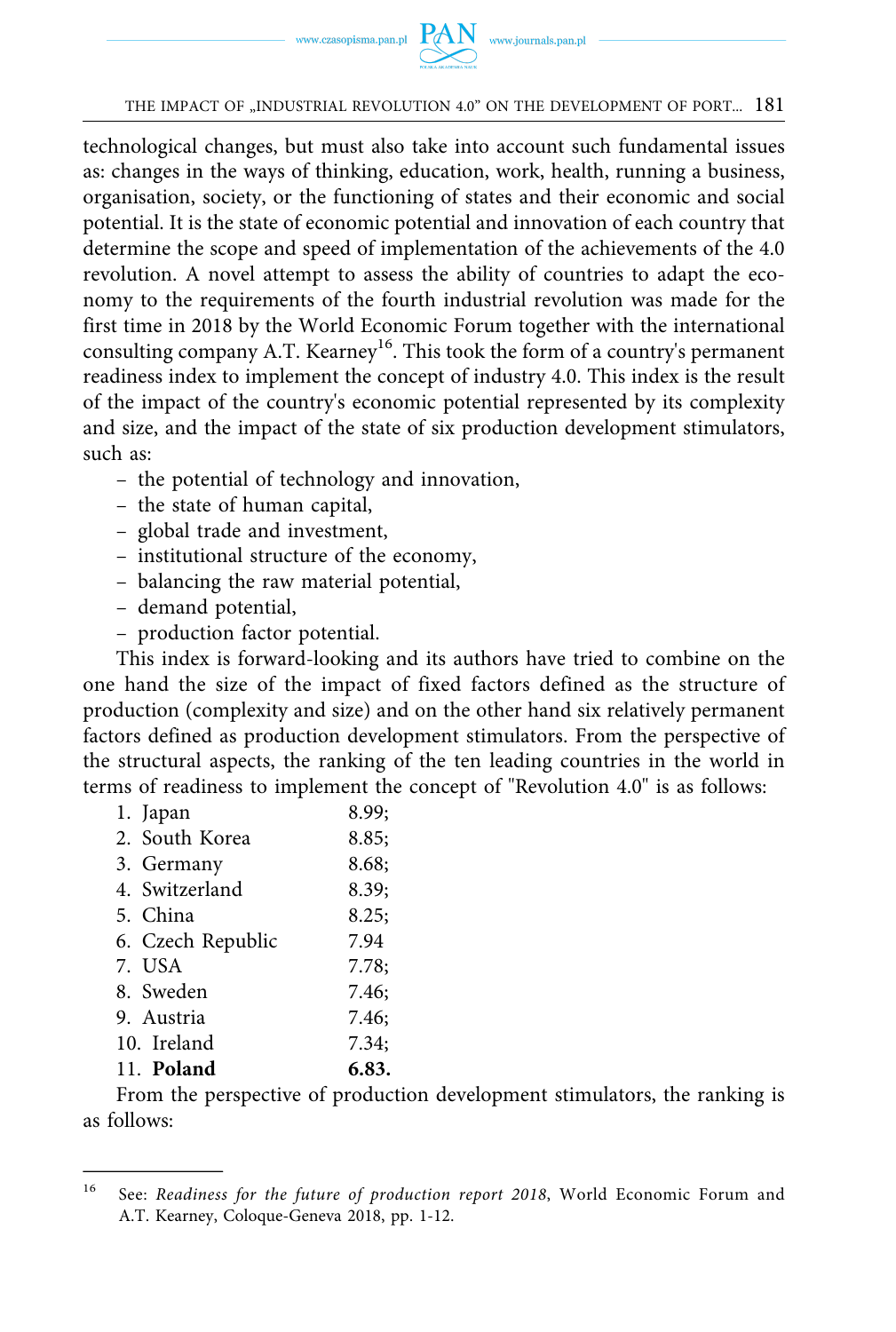technological changes, but must also take into account such fundamental issues as: changes in the ways of thinking, education, work, health, running a business, organisation, society, or the functioning of states and their economic and social potential. It is the state of economic potential and innovation of each country that determine the scope and speed of implementation of the achievements of the 4.0 revolution. A novel attempt to assess the ability of countries to adapt the economy to the requirements of the fourth industrial revolution was made for the first time in 2018 by the World Economic Forum together with the international consulting company A.T. Kearney[16]. This took the form of a country's permanent readiness index to implement the concept of industry 4.0. This index is the result of the impact of the country's economic potential represented by its complexity and size, and the impact of the state of six production development stimulators, such as:

- the potential of technology and innovation,
- the state of human capital,
- global trade and investment,
- institutional structure of the economy,
- balancing the raw material potential,
- demand potential,
- production factor potential.

This index is forward-looking and its authors have tried to combine on the one hand the size of the impact of fixed factors defined as the structure of production (complexity and size) and on the other hand six relatively permanent factors defined as production development stimulators. From the perspective of the structural aspects, the ranking of the ten leading countries in the world in terms of readiness to implement the concept of "Revolution 4.0" is as follows:

1. Japan 8.99;
2. South Korea 8.85;
3. Germany 8.68;
4. Switzerland 8.39;
5. China 8.25;
6. Czech Republic 7.94
7. USA 7.78;
8. Sweden 7.46;
9. Austria 7.46;
10. Ireland 7.34;
11. **Poland** **6.83.**

From the perspective of production development stimulators, the ranking is as follows:

---

[16] See: *Readiness for the future of production report 2018*, World Economic Forum and A.T. Kearney, Coloque-Geneva 2018, pp. 1-12.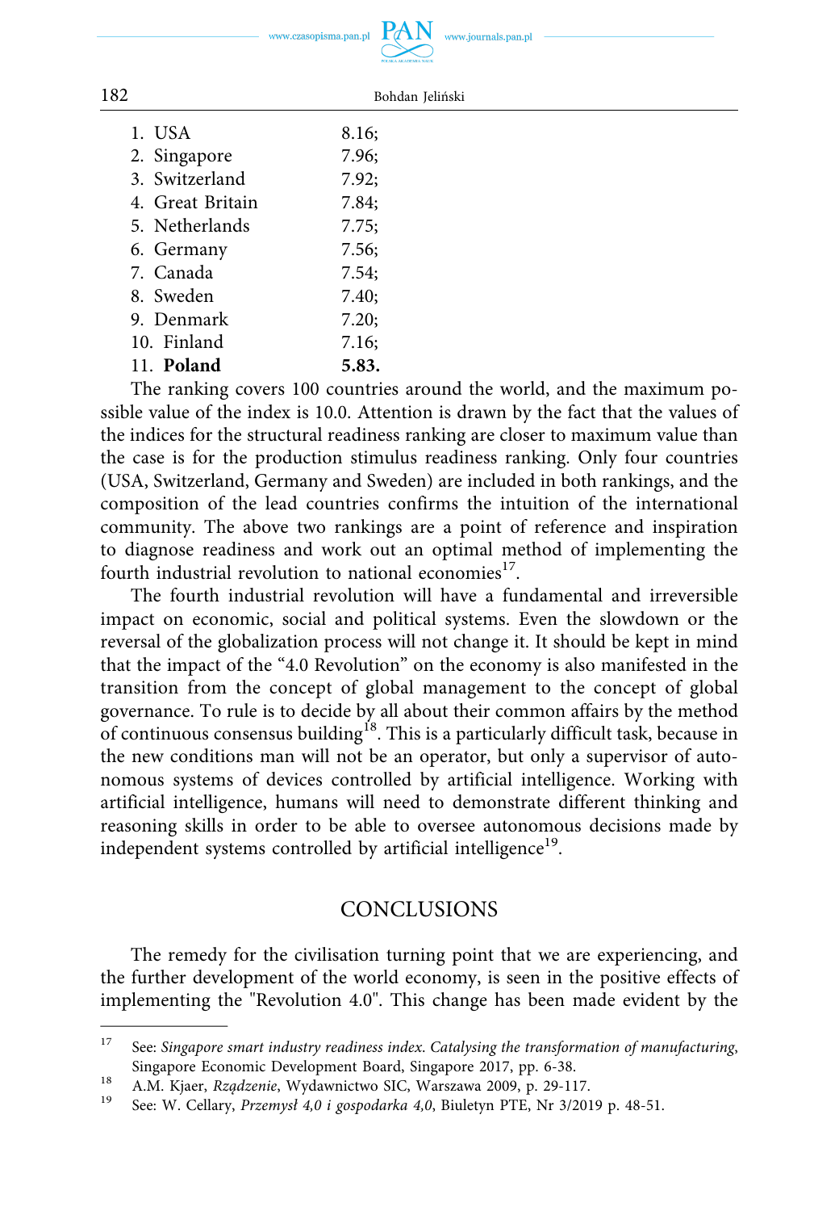1. USA 8.16;
2. Singapore 7.96;
3. Switzerland 7.92;
4. Great Britain 7.84;
5. Netherlands 7.75;
6. Germany 7.56;
7. Canada 7.54;
8. Sweden 7.40;
9. Denmark 7.20;
10. Finland 7.16;
11. **Poland** **5.83.**

The ranking covers 100 countries around the world, and the maximum possible value of the index is 10.0. Attention is drawn by the fact that the values of the indices for the structural readiness ranking are closer to maximum value than the case is for the production stimulus readiness ranking. Only four countries (USA, Switzerland, Germany and Sweden) are included in both rankings, and the composition of the lead countries confirms the intuition of the international community. The above two rankings are a point of reference and inspiration to diagnose readiness and work out an optimal method of implementing the fourth industrial revolution to national economies[17].

The fourth industrial revolution will have a fundamental and irreversible impact on economic, social and political systems. Even the slowdown or the reversal of the globalization process will not change it. It should be kept in mind that the impact of the "4.0 Revolution" on the economy is also manifested in the transition from the concept of global management to the concept of global governance. To rule is to decide by all about their common affairs by the method of continuous consensus building[18]. This is a particularly difficult task, because in the new conditions man will not be an operator, but only a supervisor of autonomous systems of devices controlled by artificial intelligence. Working with artificial intelligence, humans will need to demonstrate different thinking and reasoning skills in order to be able to oversee autonomous decisions made by independent systems controlled by artificial intelligence[19].

## CONCLUSIONS

The remedy for the civilisation turning point that we are experiencing, and the further development of the world economy, is seen in the positive effects of implementing the "Revolution 4.0". This change has been made evident by the

---

[17] See: *Singapore smart industry readiness index. Catalysing the transformation of manufacturing*, Singapore Economic Development Board, Singapore 2017, pp. 6-38.

[18] A.M. Kjaer, *Rządzenie*, Wydawnictwo SIC, Warszawa 2009, p. 29-117.

[19] See: W. Cellary, *Przemysł 4,0 i gospodarka 4,0*, Biuletyn PTE, Nr 3/2019 p. 48-51.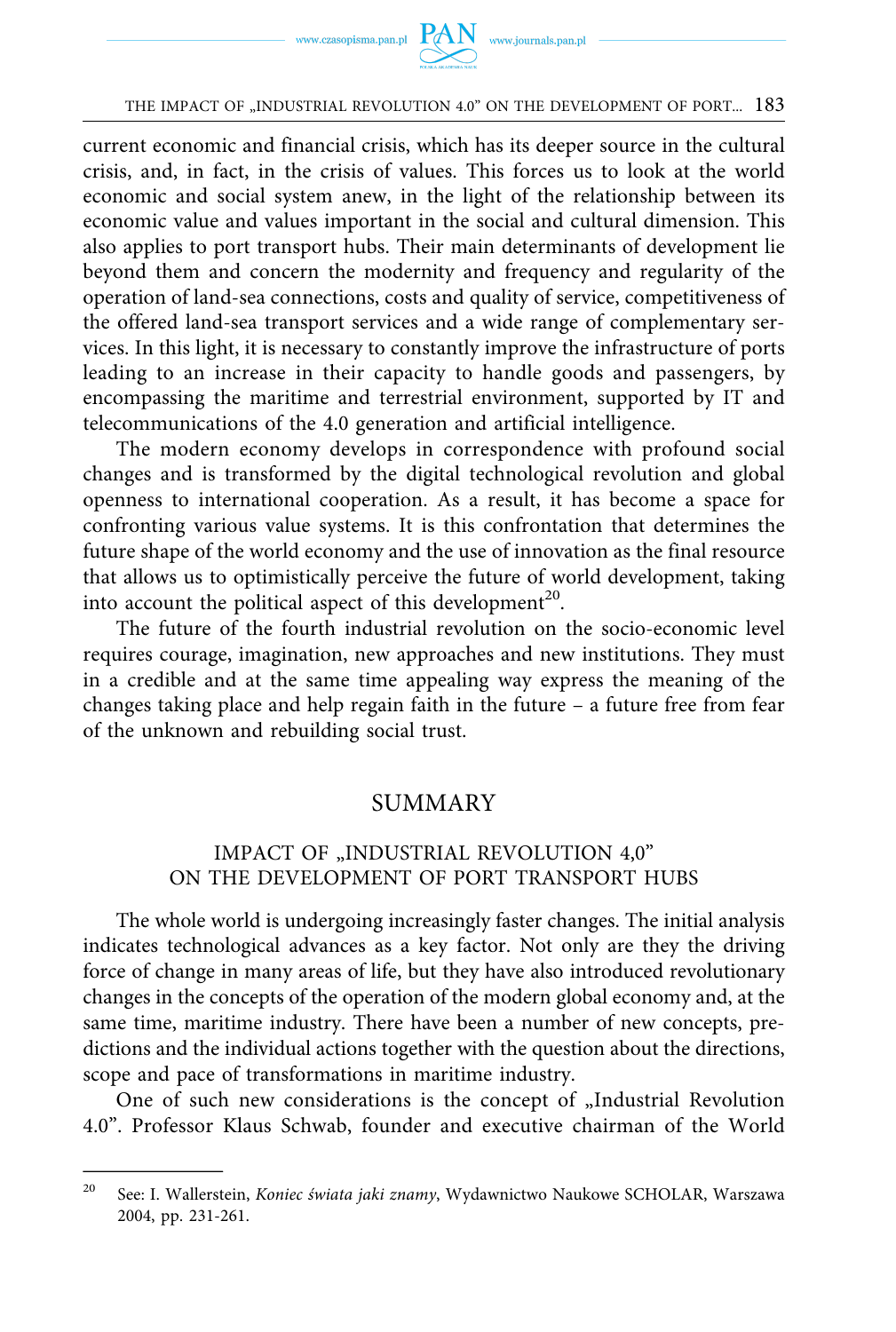current economic and financial crisis, which has its deeper source in the cultural crisis, and, in fact, in the crisis of values. This forces us to look at the world economic and social system anew, in the light of the relationship between its economic value and values important in the social and cultural dimension. This also applies to port transport hubs. Their main determinants of development lie beyond them and concern the modernity and frequency and regularity of the operation of land-sea connections, costs and quality of service, competitiveness of the offered land-sea transport services and a wide range of complementary services. In this light, it is necessary to constantly improve the infrastructure of ports leading to an increase in their capacity to handle goods and passengers, by encompassing the maritime and terrestrial environment, supported by IT and telecommunications of the 4.0 generation and artificial intelligence.

The modern economy develops in correspondence with profound social changes and is transformed by the digital technological revolution and global openness to international cooperation. As a result, it has become a space for confronting various value systems. It is this confrontation that determines the future shape of the world economy and the use of innovation as the final resource that allows us to optimistically perceive the future of world development, taking into account the political aspect of this development[20].

The future of the fourth industrial revolution on the socio-economic level requires courage, imagination, new approaches and new institutions. They must in a credible and at the same time appealing way express the meaning of the changes taking place and help regain faith in the future – a future free from fear of the unknown and rebuilding social trust.

## SUMMARY

### IMPACT OF „INDUSTRIAL REVOLUTION 4,0" ON THE DEVELOPMENT OF PORT TRANSPORT HUBS

The whole world is undergoing increasingly faster changes. The initial analysis indicates technological advances as a key factor. Not only are they the driving force of change in many areas of life, but they have also introduced revolutionary changes in the concepts of the operation of the modern global economy and, at the same time, maritime industry. There have been a number of new concepts, predictions and the individual actions together with the question about the directions, scope and pace of transformations in maritime industry.

One of such new considerations is the concept of „Industrial Revolution 4.0". Professor Klaus Schwab, founder and executive chairman of the World

---

[20] See: I. Wallerstein, *Koniec świata jaki znamy*, Wydawnictwo Naukowe SCHOLAR, Warszawa 2004, pp. 231-261.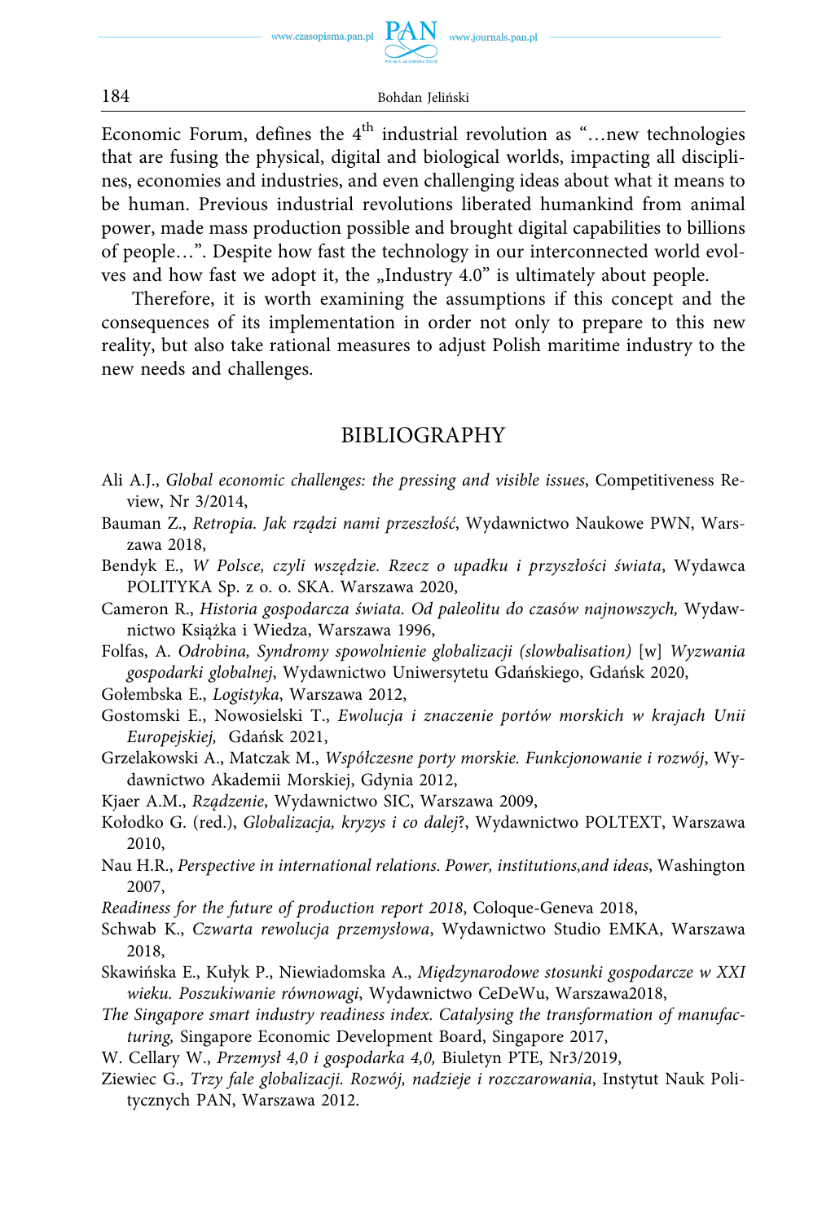Economic Forum, defines the 4th industrial revolution as "…new technologies that are fusing the physical, digital and biological worlds, impacting all disciplines, economies and industries, and even challenging ideas about what it means to be human. Previous industrial revolutions liberated humankind from animal power, made mass production possible and brought digital capabilities to billions of people…". Despite how fast the technology in our interconnected world evolves and how fast we adopt it, the „Industry 4.0" is ultimately about people.

Therefore, it is worth examining the assumptions if this concept and the consequences of its implementation in order not only to prepare to this new reality, but also take rational measures to adjust Polish maritime industry to the new needs and challenges.

## BIBLIOGRAPHY

Ali A.J., *Global economic challenges: the pressing and visible issues*, Competitiveness Review, Nr 3/2014,

Bauman Z., *Retropia. Jak rządzi nami przeszłość*, Wydawnictwo Naukowe PWN, Warszawa 2018,

Bendyk E., *W Polsce, czyli wszędzie. Rzecz o upadku i przyszłości świata*, Wydawca POLITYKA Sp. z o. o. SKA. Warszawa 2020,

Cameron R., *Historia gospodarcza świata. Od paleolitu do czasów najnowszych,* Wydawnictwo Książka i Wiedza, Warszawa 1996,

Folfas, A. *Odrobina, Syndromy spowolnienie globalizacji (slowbalisation)* [w] *Wyzwania gospodarki globalnej*, Wydawnictwo Uniwersytetu Gdańskiego, Gdańsk 2020,

Gołembska E., *Logistyka*, Warszawa 2012,

Gostomski E., Nowosielski T., *Ewolucja i znaczenie portów morskich w krajach Unii Europejskiej,* Gdańsk 2021,

Grzelakowski A., Matczak M., *Współczesne porty morskie. Funkcjonowanie i rozwój*, Wydawnictwo Akademii Morskiej, Gdynia 2012,

Kjaer A.M., *Rządzenie*, Wydawnictwo SIC, Warszawa 2009,

Kołodko G. (red.), *Globalizacja, kryzys i co dalej*?, Wydawnictwo POLTEXT, Warszawa 2010,

Nau H.R., *Perspective in international relations. Power, institutions,and ideas*, Washington 2007,

*Readiness for the future of production report 2018*, Coloque-Geneva 2018,

Schwab K., *Czwarta rewolucja przemysłowa*, Wydawnictwo Studio EMKA, Warszawa 2018,

Skawińska E., Kułyk P., Niewiadomska A., *Międzynarodowe stosunki gospodarcze w XXI wieku. Poszukiwanie równowagi*, Wydawnictwo CeDeWu, Warszawa2018,

*The Singapore smart industry readiness index. Catalysing the transformation of manufacturing,* Singapore Economic Development Board, Singapore 2017,

W. Cellary W., *Przemysł 4,0 i gospodarka 4,0,* Biuletyn PTE, Nr3/2019,

Ziewiec G., *Trzy fale globalizacji. Rozwój, nadzieje i rozczarowania*, Instytut Nauk Politycznych PAN, Warszawa 2012.